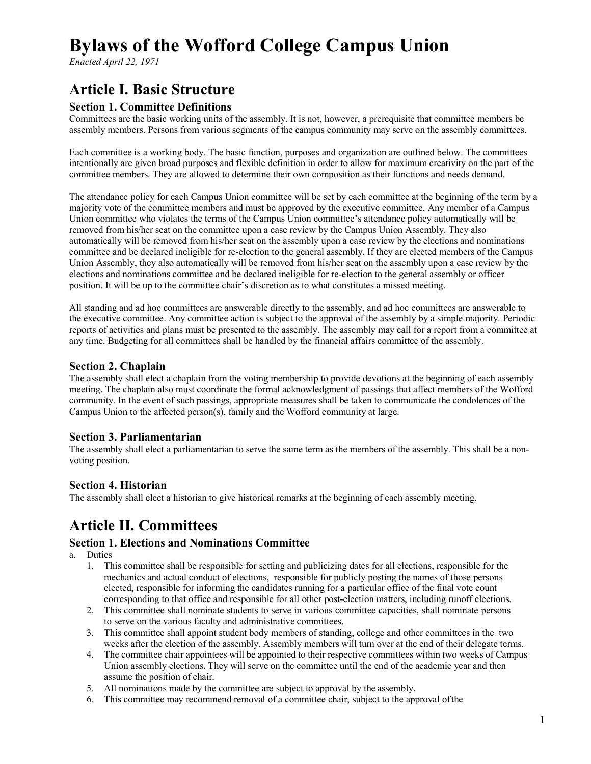# Bylaws of the Wofford College Campus Union

*Enacted April 22, 1971*

## Article I. Basic Structure

### Section 1. Committee Definitions

Committees are the basic working units of the assembly. It is not, however, a prerequisite that committee members be assembly members. Persons from various segments of the campus community may serve on the assembly committees.

Each committee is a working body. The basic function, purposes and organization are outlined below. The committees intentionally are given broad purposes and flexible definition in order to allow for maximum creativity on the part of the committee members. They are allowed to determine their own composition as their functions and needs demand.

The attendance policy for each Campus Union committee will be set by each committee at the beginning of the term by a majority vote of the committee members and must be approved by the executive committee. Any member of a Campus Union committee who violates the terms of the Campus Union committee's attendance policy automatically will be removed from his/her seat on the committee upon a case review by the Campus Union Assembly. They also automatically will be removed from his/her seat on the assembly upon a case review by the elections and nominations committee and be declared ineligible for re-election to the general assembly. If they are elected members of the Campus Union Assembly, they also automatically will be removed from his/her seat on the assembly upon a case review by the elections and nominations committee and be declared ineligible for re-election to the general assembly or officer position. It will be up to the committee chair's discretion as to what constitutes a missed meeting.

All standing and ad hoc committees are answerable directly to the assembly, and ad hoc committees are answerable to the executive committee. Any committee action is subject to the approval of the assembly by a simple majority. Periodic reports of activities and plans must be presented to the assembly. The assembly may call for a report from a committee at any time. Budgeting for all committees shall be handled by the financial affairs committee of the assembly.

### Section 2. Chaplain

The assembly shall elect a chaplain from the voting membership to provide devotions at the beginning of each assembly meeting. The chaplain also must coordinate the formal acknowledgment of passings that affect members of the Wofford community. In the event of such passings, appropriate measures shall be taken to communicate the condolences of the Campus Union to the affected person(s), family and the Wofford community at large.

### Section 3. Parliamentarian

The assembly shall elect a parliamentarian to serve the same term as the members of the assembly. This shall be a non-voting position.

### Section 4. Historian

The assembly shall elect a historian to give historical remarks at the beginning of each assembly meeting.

## Article II. Committees

### Section 1. Elections and Nominations Committee

a. Duties

1. This committee shall be responsible for setting and publicizing dates for all elections, responsible for the mechanics and actual conduct of elections, responsible for publicly posting the names of those persons elected, responsible for informing the candidates running for a particular office of the final vote count corresponding to that office and responsible for all other post-election matters, including runoff elections.
2. This committee shall nominate students to serve in various committee capacities, shall nominate persons to serve on the various faculty and administrative committees.
3. This committee shall appoint student body members of standing, college and other committees in the two weeks after the election of the assembly. Assembly members will turn over at the end of their delegate terms.
4. The committee chair appointees will be appointed to their respective committees within two weeks of Campus Union assembly elections. They will serve on the committee until the end of the academic year and then assume the position of chair.
5. All nominations made by the committee are subject to approval by the assembly.
6. This committee may recommend removal of a committee chair, subject to the approval of the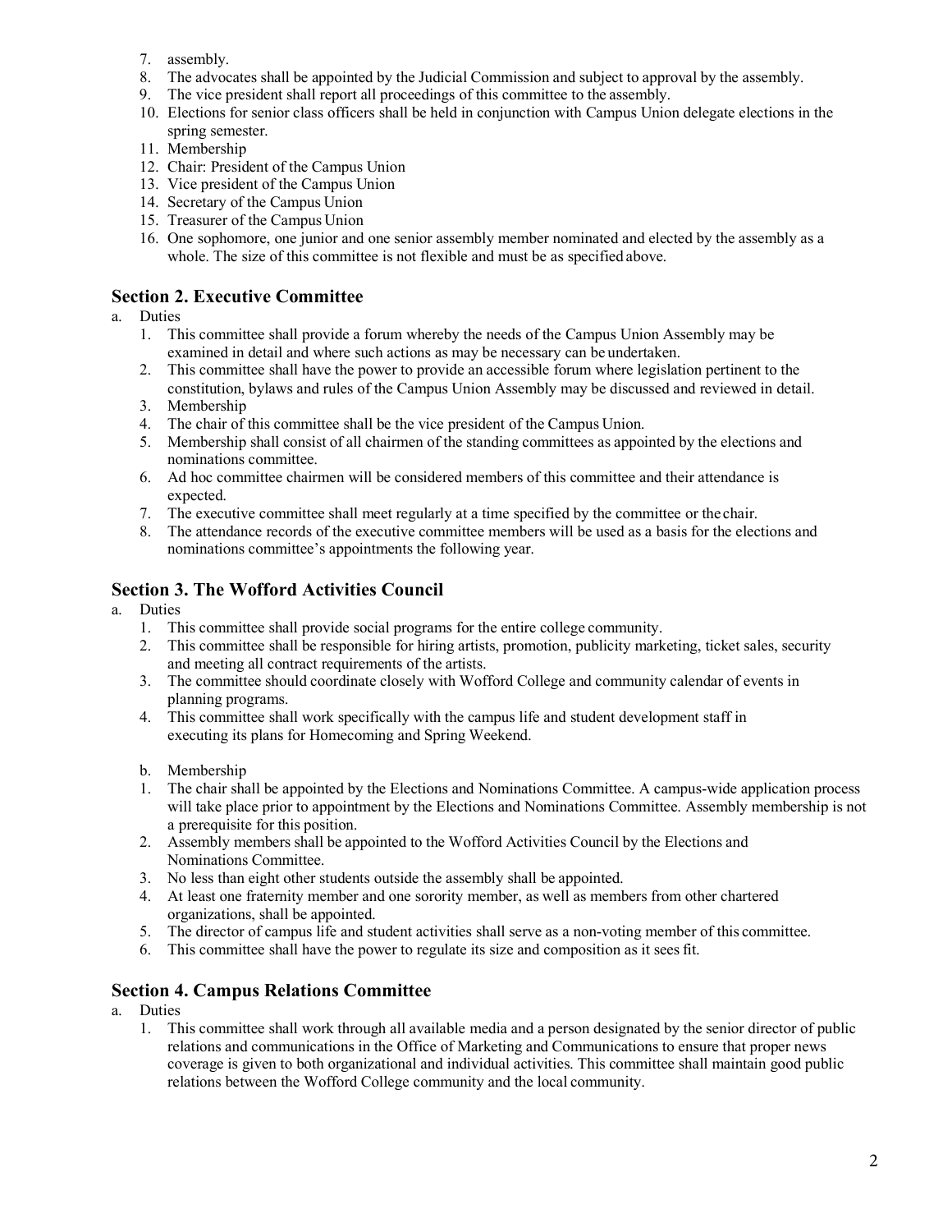7. assembly.
8. The advocates shall be appointed by the Judicial Commission and subject to approval by the assembly.
9. The vice president shall report all proceedings of this committee to the assembly.
10. Elections for senior class officers shall be held in conjunction with Campus Union delegate elections in the spring semester.
11. Membership
12. Chair: President of the Campus Union
13. Vice president of the Campus Union
14. Secretary of the Campus Union
15. Treasurer of the Campus Union
16. One sophomore, one junior and one senior assembly member nominated and elected by the assembly as a whole. The size of this committee is not flexible and must be as specified above.

## Section 2. Executive Committee

a. Duties
   1. This committee shall provide a forum whereby the needs of the Campus Union Assembly may be examined in detail and where such actions as may be necessary can be undertaken.
   2. This committee shall have the power to provide an accessible forum where legislation pertinent to the constitution, bylaws and rules of the Campus Union Assembly may be discussed and reviewed in detail.
   3. Membership
   4. The chair of this committee shall be the vice president of the Campus Union.
   5. Membership shall consist of all chairmen of the standing committees as appointed by the elections and nominations committee.
   6. Ad hoc committee chairmen will be considered members of this committee and their attendance is expected.
   7. The executive committee shall meet regularly at a time specified by the committee or the chair.
   8. The attendance records of the executive committee members will be used as a basis for the elections and nominations committee's appointments the following year.

## Section 3. The Wofford Activities Council

a. Duties
   1. This committee shall provide social programs for the entire college community.
   2. This committee shall be responsible for hiring artists, promotion, publicity marketing, ticket sales, security and meeting all contract requirements of the artists.
   3. The committee should coordinate closely with Wofford College and community calendar of events in planning programs.
   4. This committee shall work specifically with the campus life and student development staff in executing its plans for Homecoming and Spring Weekend.

b. Membership
   1. The chair shall be appointed by the Elections and Nominations Committee. A campus-wide application process will take place prior to appointment by the Elections and Nominations Committee. Assembly membership is not a prerequisite for this position.
   2. Assembly members shall be appointed to the Wofford Activities Council by the Elections and Nominations Committee.
   3. No less than eight other students outside the assembly shall be appointed.
   4. At least one fraternity member and one sorority member, as well as members from other chartered organizations, shall be appointed.
   5. The director of campus life and student activities shall serve as a non-voting member of this committee.
   6. This committee shall have the power to regulate its size and composition as it sees fit.

## Section 4. Campus Relations Committee

a. Duties
   1. This committee shall work through all available media and a person designated by the senior director of public relations and communications in the Office of Marketing and Communications to ensure that proper news coverage is given to both organizational and individual activities. This committee shall maintain good public relations between the Wofford College community and the local community.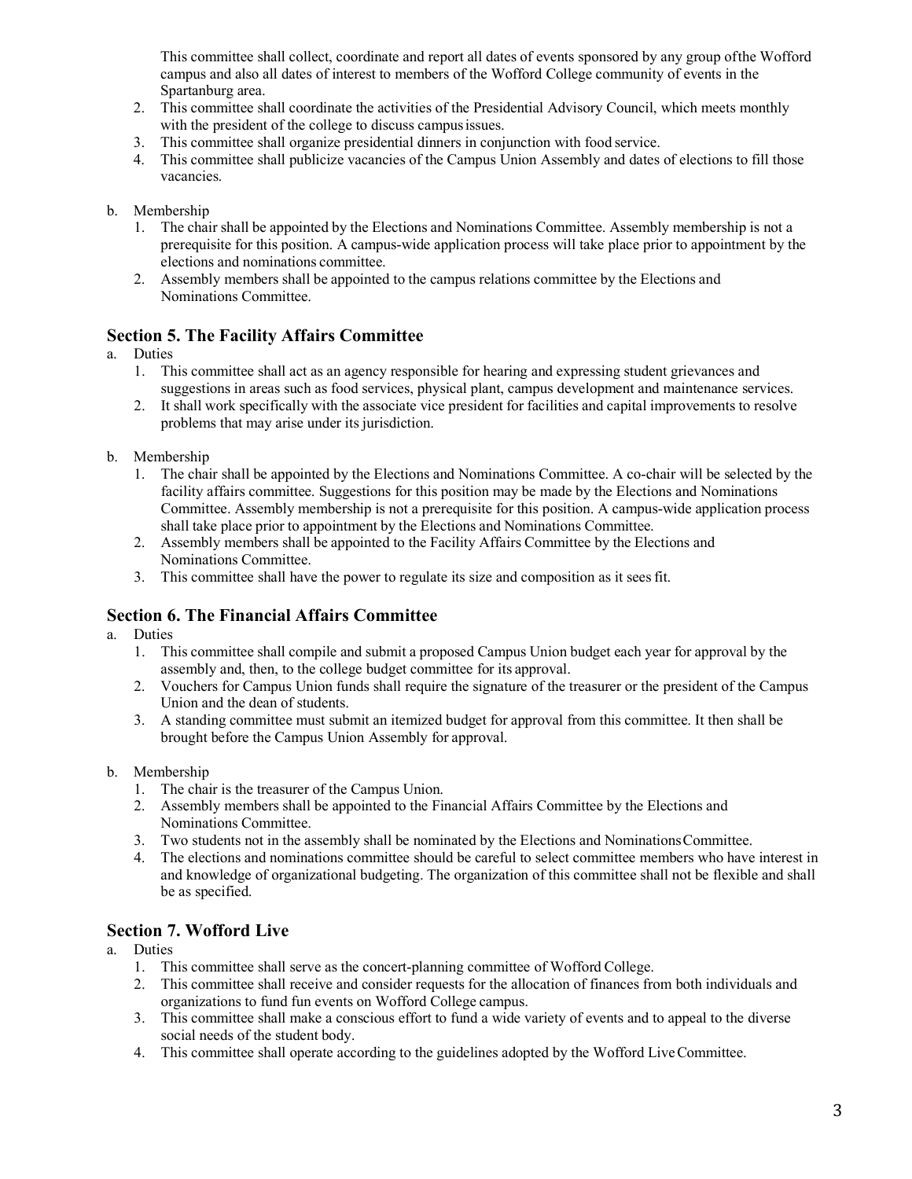This committee shall collect, coordinate and report all dates of events sponsored by any group ofthe Wofford campus and also all dates of interest to members of the Wofford College community of events in the Spartanburg area.

2. This committee shall coordinate the activities of the Presidential Advisory Council, which meets monthly with the president of the college to discuss campus issues.
3. This committee shall organize presidential dinners in conjunction with food service.
4. This committee shall publicize vacancies of the Campus Union Assembly and dates of elections to fill those vacancies.

b. Membership
   1. The chair shall be appointed by the Elections and Nominations Committee. Assembly membership is not a prerequisite for this position. A campus-wide application process will take place prior to appointment by the elections and nominations committee.
   2. Assembly members shall be appointed to the campus relations committee by the Elections and Nominations Committee.

## Section 5. The Facility Affairs Committee

a. Duties
   1. This committee shall act as an agency responsible for hearing and expressing student grievances and suggestions in areas such as food services, physical plant, campus development and maintenance services.
   2. It shall work specifically with the associate vice president for facilities and capital improvements to resolve problems that may arise under its jurisdiction.

b. Membership
   1. The chair shall be appointed by the Elections and Nominations Committee. A co-chair will be selected by the facility affairs committee. Suggestions for this position may be made by the Elections and Nominations Committee. Assembly membership is not a prerequisite for this position. A campus-wide application process shall take place prior to appointment by the Elections and Nominations Committee.
   2. Assembly members shall be appointed to the Facility Affairs Committee by the Elections and Nominations Committee.
   3. This committee shall have the power to regulate its size and composition as it sees fit.

## Section 6. The Financial Affairs Committee

a. Duties
   1. This committee shall compile and submit a proposed Campus Union budget each year for approval by the assembly and, then, to the college budget committee for its approval.
   2. Vouchers for Campus Union funds shall require the signature of the treasurer or the president of the Campus Union and the dean of students.
   3. A standing committee must submit an itemized budget for approval from this committee. It then shall be brought before the Campus Union Assembly for approval.

b. Membership
   1. The chair is the treasurer of the Campus Union.
   2. Assembly members shall be appointed to the Financial Affairs Committee by the Elections and Nominations Committee.
   3. Two students not in the assembly shall be nominated by the Elections and Nominations Committee.
   4. The elections and nominations committee should be careful to select committee members who have interest in and knowledge of organizational budgeting. The organization of this committee shall not be flexible and shall be as specified.

## Section 7. Wofford Live

a. Duties
   1. This committee shall serve as the concert-planning committee of Wofford College.
   2. This committee shall receive and consider requests for the allocation of finances from both individuals and organizations to fund fun events on Wofford College campus.
   3. This committee shall make a conscious effort to fund a wide variety of events and to appeal to the diverse social needs of the student body.
   4. This committee shall operate according to the guidelines adopted by the Wofford Live Committee.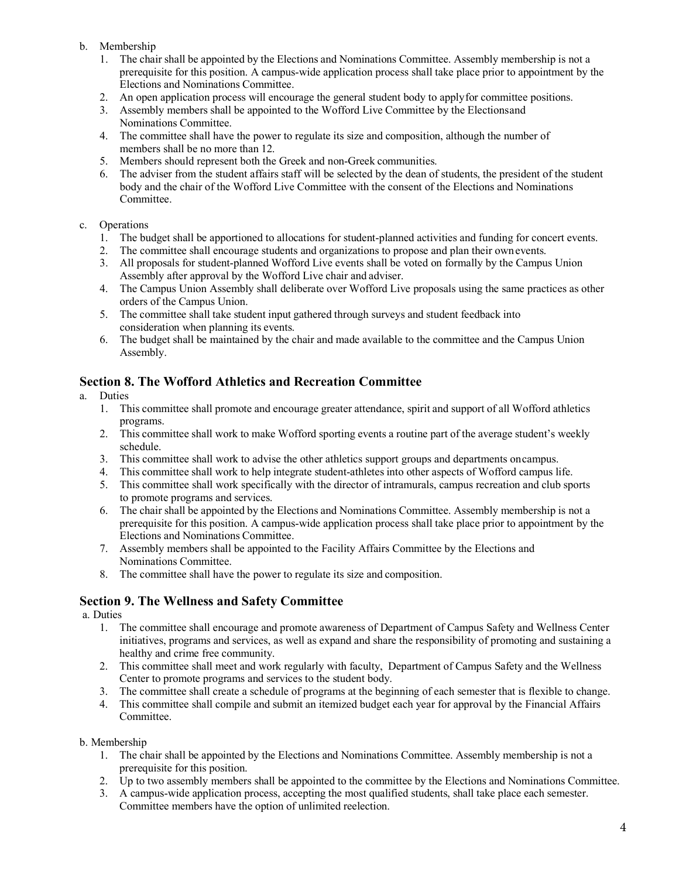b. Membership
   1. The chair shall be appointed by the Elections and Nominations Committee. Assembly membership is not a prerequisite for this position. A campus-wide application process shall take place prior to appointment by the Elections and Nominations Committee.
   2. An open application process will encourage the general student body to apply for committee positions.
   3. Assembly members shall be appointed to the Wofford Live Committee by the Elections and Nominations Committee.
   4. The committee shall have the power to regulate its size and composition, although the number of members shall be no more than 12.
   5. Members should represent both the Greek and non-Greek communities.
   6. The adviser from the student affairs staff will be selected by the dean of students, the president of the student body and the chair of the Wofford Live Committee with the consent of the Elections and Nominations Committee.

c. Operations
   1. The budget shall be apportioned to allocations for student-planned activities and funding for concert events.
   2. The committee shall encourage students and organizations to propose and plan their own events.
   3. All proposals for student-planned Wofford Live events shall be voted on formally by the Campus Union Assembly after approval by the Wofford Live chair and adviser.
   4. The Campus Union Assembly shall deliberate over Wofford Live proposals using the same practices as other orders of the Campus Union.
   5. The committee shall take student input gathered through surveys and student feedback into consideration when planning its events.
   6. The budget shall be maintained by the chair and made available to the committee and the Campus Union Assembly.

## Section 8. The Wofford Athletics and Recreation Committee

a. Duties
   1. This committee shall promote and encourage greater attendance, spirit and support of all Wofford athletics programs.
   2. This committee shall work to make Wofford sporting events a routine part of the average student's weekly schedule.
   3. This committee shall work to advise the other athletics support groups and departments on campus.
   4. This committee shall work to help integrate student-athletes into other aspects of Wofford campus life.
   5. This committee shall work specifically with the director of intramurals, campus recreation and club sports to promote programs and services.
   6. The chair shall be appointed by the Elections and Nominations Committee. Assembly membership is not a prerequisite for this position. A campus-wide application process shall take place prior to appointment by the Elections and Nominations Committee.
   7. Assembly members shall be appointed to the Facility Affairs Committee by the Elections and Nominations Committee.
   8. The committee shall have the power to regulate its size and composition.

## Section 9. The Wellness and Safety Committee

a. Duties
   1. The committee shall encourage and promote awareness of Department of Campus Safety and Wellness Center initiatives, programs and services, as well as expand and share the responsibility of promoting and sustaining a healthy and crime free community.
   2. This committee shall meet and work regularly with faculty, Department of Campus Safety and the Wellness Center to promote programs and services to the student body.
   3. The committee shall create a schedule of programs at the beginning of each semester that is flexible to change.
   4. This committee shall compile and submit an itemized budget each year for approval by the Financial Affairs Committee.

b. Membership
   1. The chair shall be appointed by the Elections and Nominations Committee. Assembly membership is not a prerequisite for this position.
   2. Up to two assembly members shall be appointed to the committee by the Elections and Nominations Committee.
   3. A campus-wide application process, accepting the most qualified students, shall take place each semester. Committee members have the option of unlimited reelection.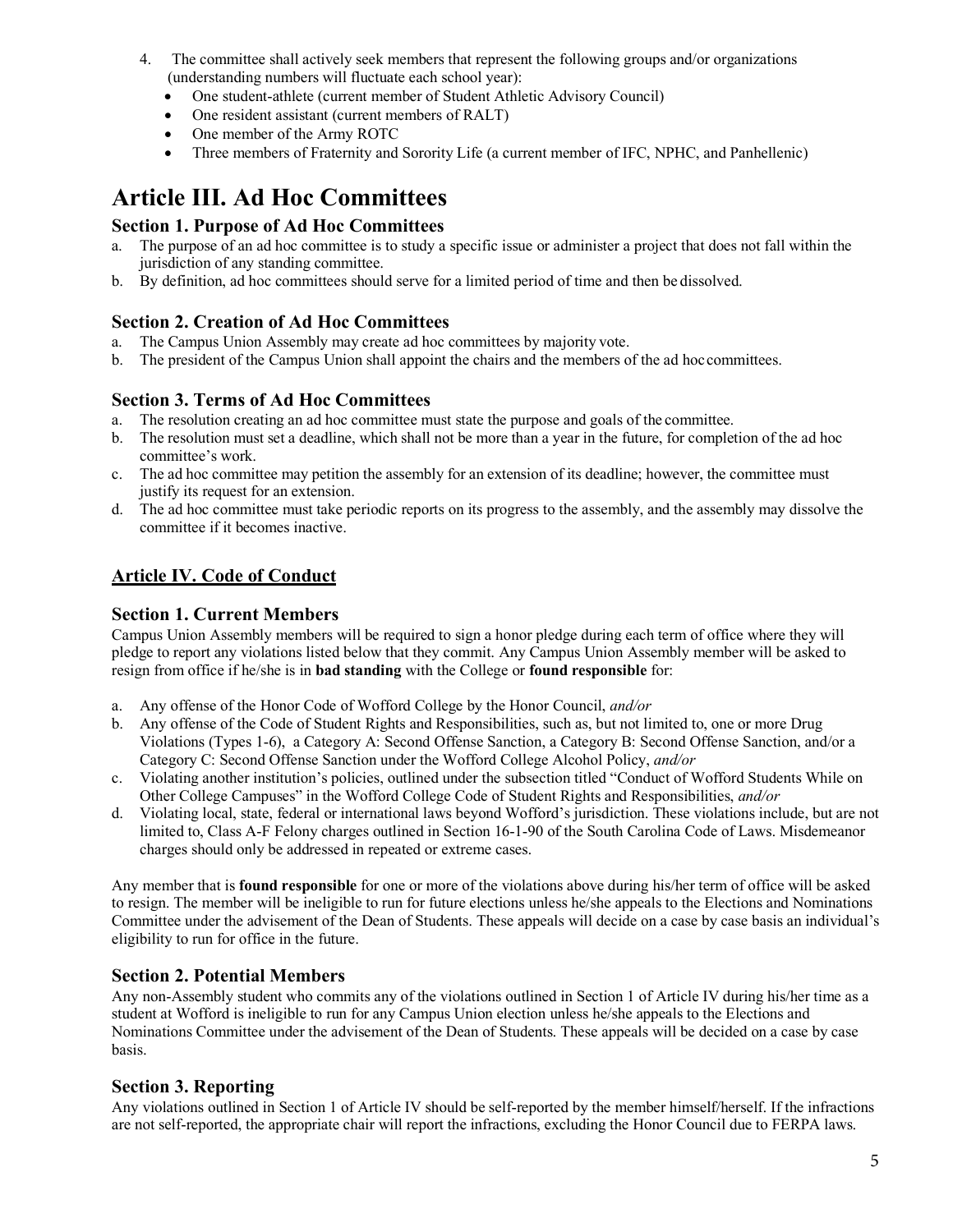4. The committee shall actively seek members that represent the following groups and/or organizations (understanding numbers will fluctuate each school year):
   - One student-athlete (current member of Student Athletic Advisory Council)
   - One resident assistant (current members of RALT)
   - One member of the Army ROTC
   - Three members of Fraternity and Sorority Life (a current member of IFC, NPHC, and Panhellenic)

# Article III. Ad Hoc Committees

## Section 1. Purpose of Ad Hoc Committees

a. The purpose of an ad hoc committee is to study a specific issue or administer a project that does not fall within the jurisdiction of any standing committee.
b. By definition, ad hoc committees should serve for a limited period of time and then be dissolved.

## Section 2. Creation of Ad Hoc Committees

a. The Campus Union Assembly may create ad hoc committees by majority vote.
b. The president of the Campus Union shall appoint the chairs and the members of the ad hoc committees.

## Section 3. Terms of Ad Hoc Committees

a. The resolution creating an ad hoc committee must state the purpose and goals of the committee.
b. The resolution must set a deadline, which shall not be more than a year in the future, for completion of the ad hoc committee's work.
c. The ad hoc committee may petition the assembly for an extension of its deadline; however, the committee must justify its request for an extension.
d. The ad hoc committee must take periodic reports on its progress to the assembly, and the assembly may dissolve the committee if it becomes inactive.

# Article IV. Code of Conduct

## Section 1. Current Members

Campus Union Assembly members will be required to sign a honor pledge during each term of office where they will pledge to report any violations listed below that they commit. Any Campus Union Assembly member will be asked to resign from office if he/she is in **bad standing** with the College or **found responsible** for:

a. Any offense of the Honor Code of Wofford College by the Honor Council, *and/or*
b. Any offense of the Code of Student Rights and Responsibilities, such as, but not limited to, one or more Drug Violations (Types 1-6), a Category A: Second Offense Sanction, a Category B: Second Offense Sanction, and/or a Category C: Second Offense Sanction under the Wofford College Alcohol Policy, *and/or*
c. Violating another institution's policies, outlined under the subsection titled "Conduct of Wofford Students While on Other College Campuses" in the Wofford College Code of Student Rights and Responsibilities, *and/or*
d. Violating local, state, federal or international laws beyond Wofford's jurisdiction. These violations include, but are not limited to, Class A-F Felony charges outlined in Section 16-1-90 of the South Carolina Code of Laws. Misdemeanor charges should only be addressed in repeated or extreme cases.

Any member that is **found responsible** for one or more of the violations above during his/her term of office will be asked to resign. The member will be ineligible to run for future elections unless he/she appeals to the Elections and Nominations Committee under the advisement of the Dean of Students. These appeals will decide on a case by case basis an individual's eligibility to run for office in the future.

## Section 2. Potential Members

Any non-Assembly student who commits any of the violations outlined in Section 1 of Article IV during his/her time as a student at Wofford is ineligible to run for any Campus Union election unless he/she appeals to the Elections and Nominations Committee under the advisement of the Dean of Students. These appeals will be decided on a case by case basis.

## Section 3. Reporting

Any violations outlined in Section 1 of Article IV should be self-reported by the member himself/herself. If the infractions are not self-reported, the appropriate chair will report the infractions, excluding the Honor Council due to FERPA laws.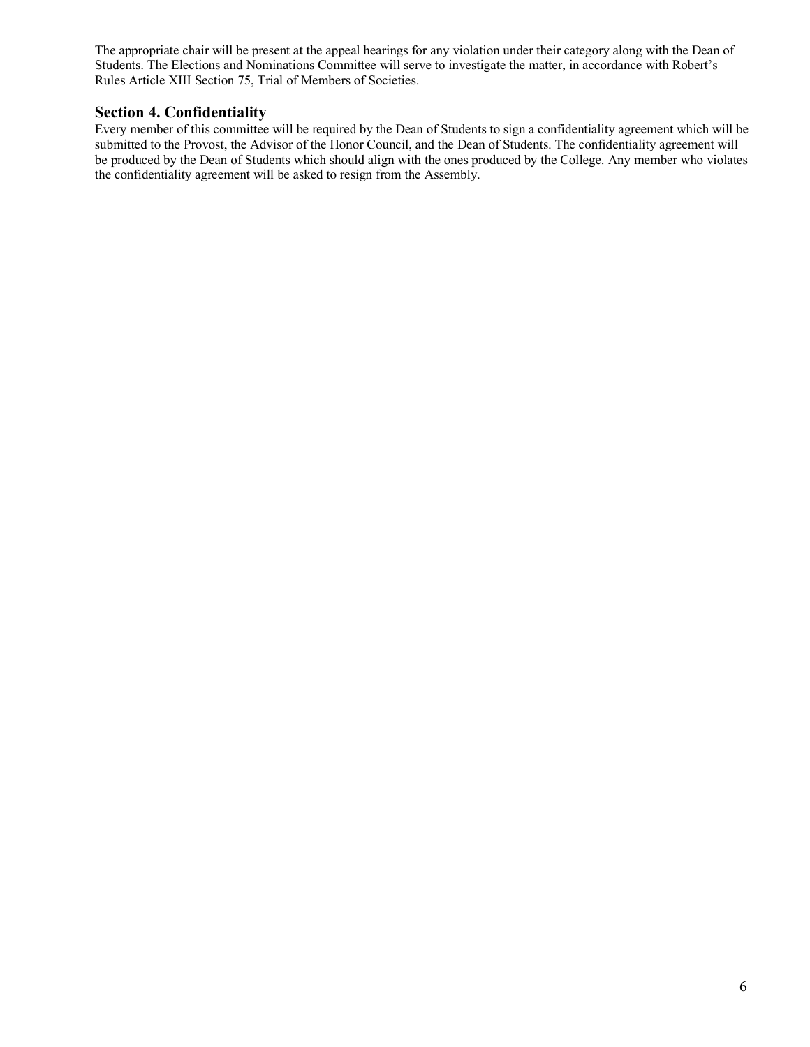The appropriate chair will be present at the appeal hearings for any violation under their category along with the Dean of Students. The Elections and Nominations Committee will serve to investigate the matter, in accordance with Robert's Rules Article XIII Section 75, Trial of Members of Societies.

## Section 4. Confidentiality

Every member of this committee will be required by the Dean of Students to sign a confidentiality agreement which will be submitted to the Provost, the Advisor of the Honor Council, and the Dean of Students. The confidentiality agreement will be produced by the Dean of Students which should align with the ones produced by the College. Any member who violates the confidentiality agreement will be asked to resign from the Assembly.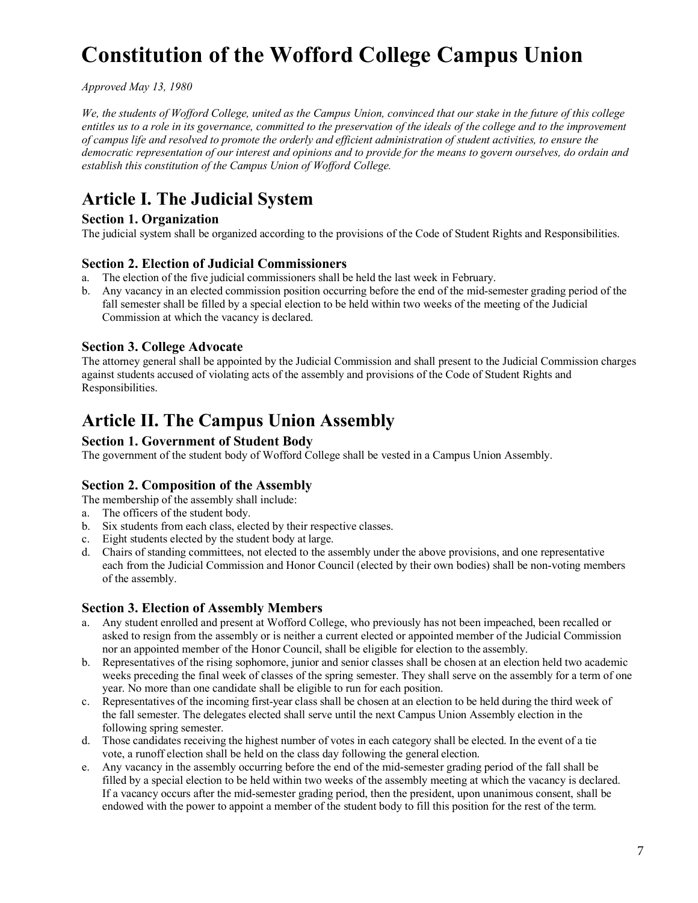# Constitution of the Wofford College Campus Union

*Approved May 13, 1980*

*We, the students of Wofford College, united as the Campus Union, convinced that our stake in the future of this college entitles us to a role in its governance, committed to the preservation of the ideals of the college and to the improvement of campus life and resolved to promote the orderly and efficient administration of student activities, to ensure the democratic representation of our interest and opinions and to provide for the means to govern ourselves, do ordain and establish this constitution of the Campus Union of Wofford College.*

## Article I. The Judicial System

### Section 1. Organization

The judicial system shall be organized according to the provisions of the Code of Student Rights and Responsibilities.

### Section 2. Election of Judicial Commissioners

a. The election of the five judicial commissioners shall be held the last week in February.
b. Any vacancy in an elected commission position occurring before the end of the mid-semester grading period of the fall semester shall be filled by a special election to be held within two weeks of the meeting of the Judicial Commission at which the vacancy is declared.

### Section 3. College Advocate

The attorney general shall be appointed by the Judicial Commission and shall present to the Judicial Commission charges against students accused of violating acts of the assembly and provisions of the Code of Student Rights and Responsibilities.

## Article II. The Campus Union Assembly

### Section 1. Government of Student Body

The government of the student body of Wofford College shall be vested in a Campus Union Assembly.

### Section 2. Composition of the Assembly

The membership of the assembly shall include:

a. The officers of the student body.
b. Six students from each class, elected by their respective classes.
c. Eight students elected by the student body at large.
d. Chairs of standing committees, not elected to the assembly under the above provisions, and one representative each from the Judicial Commission and Honor Council (elected by their own bodies) shall be non-voting members of the assembly.

### Section 3. Election of Assembly Members

a. Any student enrolled and present at Wofford College, who previously has not been impeached, been recalled or asked to resign from the assembly or is neither a current elected or appointed member of the Judicial Commission nor an appointed member of the Honor Council, shall be eligible for election to the assembly.
b. Representatives of the rising sophomore, junior and senior classes shall be chosen at an election held two academic weeks preceding the final week of classes of the spring semester. They shall serve on the assembly for a term of one year. No more than one candidate shall be eligible to run for each position.
c. Representatives of the incoming first-year class shall be chosen at an election to be held during the third week of the fall semester. The delegates elected shall serve until the next Campus Union Assembly election in the following spring semester.
d. Those candidates receiving the highest number of votes in each category shall be elected. In the event of a tie vote, a runoff election shall be held on the class day following the general election.
e. Any vacancy in the assembly occurring before the end of the mid-semester grading period of the fall shall be filled by a special election to be held within two weeks of the assembly meeting at which the vacancy is declared. If a vacancy occurs after the mid-semester grading period, then the president, upon unanimous consent, shall be endowed with the power to appoint a member of the student body to fill this position for the rest of the term.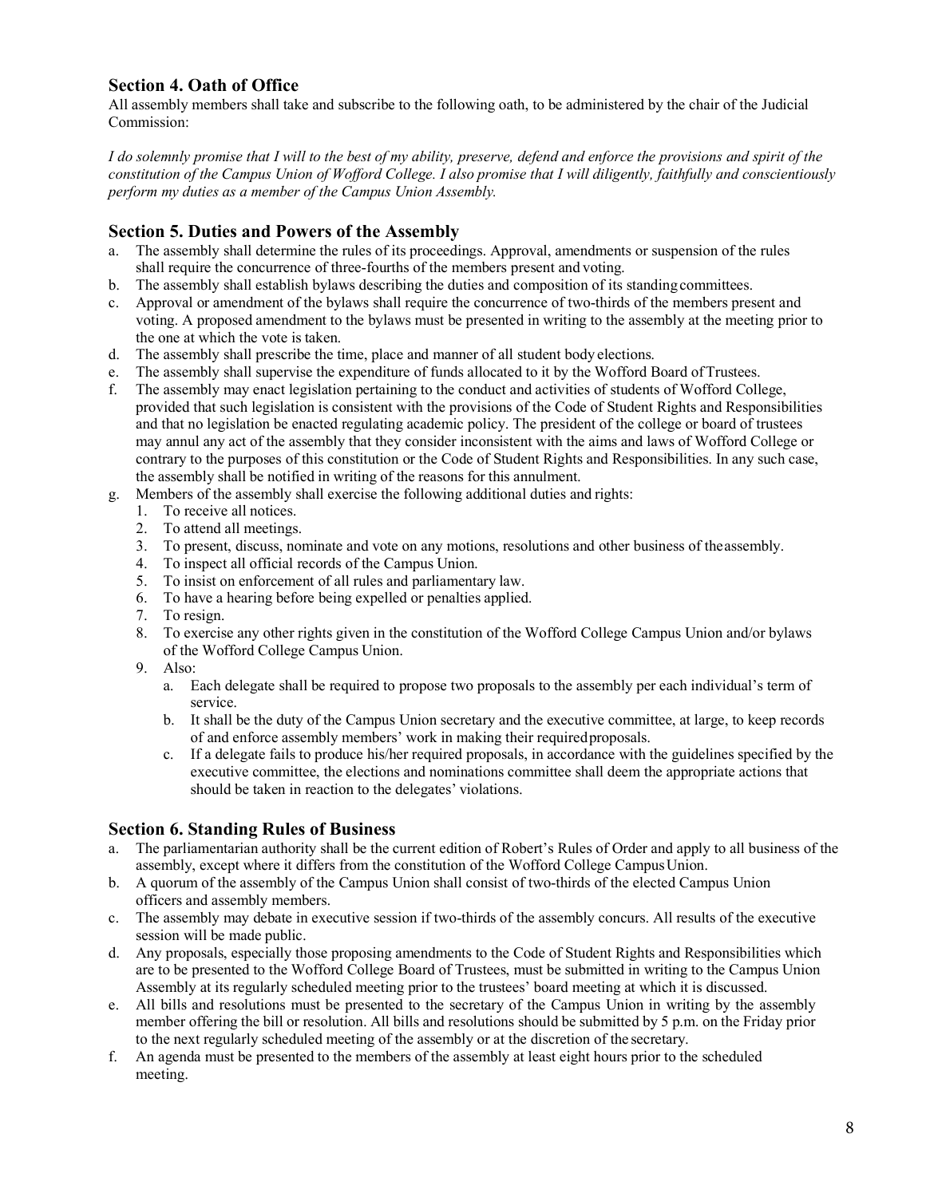## Section 4. Oath of Office

All assembly members shall take and subscribe to the following oath, to be administered by the chair of the Judicial Commission:

*I do solemnly promise that I will to the best of my ability, preserve, defend and enforce the provisions and spirit of the constitution of the Campus Union of Wofford College. I also promise that I will diligently, faithfully and conscientiously perform my duties as a member of the Campus Union Assembly.*

## Section 5. Duties and Powers of the Assembly

a. The assembly shall determine the rules of its proceedings. Approval, amendments or suspension of the rules shall require the concurrence of three-fourths of the members present and voting.
b. The assembly shall establish bylaws describing the duties and composition of its standing committees.
c. Approval or amendment of the bylaws shall require the concurrence of two-thirds of the members present and voting. A proposed amendment to the bylaws must be presented in writing to the assembly at the meeting prior to the one at which the vote is taken.
d. The assembly shall prescribe the time, place and manner of all student body elections.
e. The assembly shall supervise the expenditure of funds allocated to it by the Wofford Board of Trustees.
f. The assembly may enact legislation pertaining to the conduct and activities of students of Wofford College, provided that such legislation is consistent with the provisions of the Code of Student Rights and Responsibilities and that no legislation be enacted regulating academic policy. The president of the college or board of trustees may annul any act of the assembly that they consider inconsistent with the aims and laws of Wofford College or contrary to the purposes of this constitution or the Code of Student Rights and Responsibilities. In any such case, the assembly shall be notified in writing of the reasons for this annulment.
g. Members of the assembly shall exercise the following additional duties and rights:
   1. To receive all notices.
   2. To attend all meetings.
   3. To present, discuss, nominate and vote on any motions, resolutions and other business of the assembly.
   4. To inspect all official records of the Campus Union.
   5. To insist on enforcement of all rules and parliamentary law.
   6. To have a hearing before being expelled or penalties applied.
   7. To resign.
   8. To exercise any other rights given in the constitution of the Wofford College Campus Union and/or bylaws of the Wofford College Campus Union.
   9. Also:
      a. Each delegate shall be required to propose two proposals to the assembly per each individual's term of service.
      b. It shall be the duty of the Campus Union secretary and the executive committee, at large, to keep records of and enforce assembly members' work in making their required proposals.
      c. If a delegate fails to produce his/her required proposals, in accordance with the guidelines specified by the executive committee, the elections and nominations committee shall deem the appropriate actions that should be taken in reaction to the delegates' violations.

## Section 6. Standing Rules of Business

a. The parliamentarian authority shall be the current edition of Robert's Rules of Order and apply to all business of the assembly, except where it differs from the constitution of the Wofford College Campus Union.
b. A quorum of the assembly of the Campus Union shall consist of two-thirds of the elected Campus Union officers and assembly members.
c. The assembly may debate in executive session if two-thirds of the assembly concurs. All results of the executive session will be made public.
d. Any proposals, especially those proposing amendments to the Code of Student Rights and Responsibilities which are to be presented to the Wofford College Board of Trustees, must be submitted in writing to the Campus Union Assembly at its regularly scheduled meeting prior to the trustees' board meeting at which it is discussed.
e. All bills and resolutions must be presented to the secretary of the Campus Union in writing by the assembly member offering the bill or resolution. All bills and resolutions should be submitted by 5 p.m. on the Friday prior to the next regularly scheduled meeting of the assembly or at the discretion of the secretary.
f. An agenda must be presented to the members of the assembly at least eight hours prior to the scheduled meeting.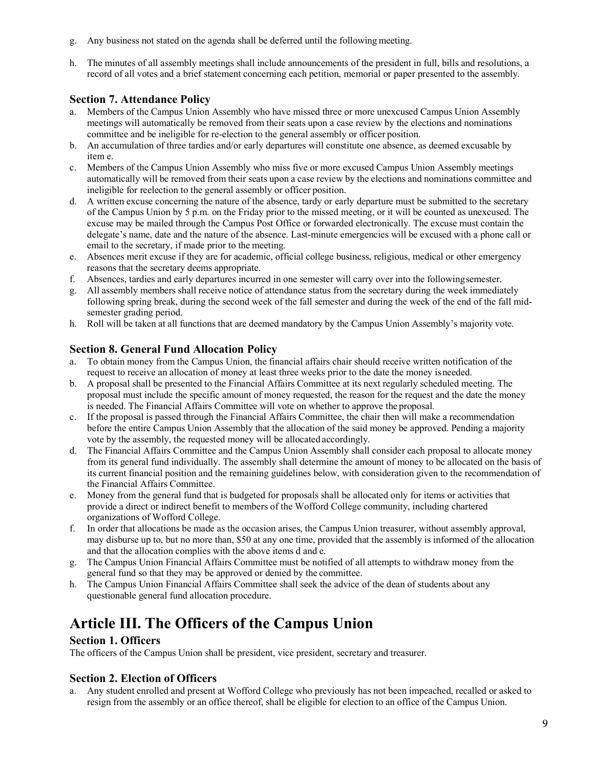g. Any business not stated on the agenda shall be deferred until the following meeting.

h. The minutes of all assembly meetings shall include announcements of the president in full, bills and resolutions, a record of all votes and a brief statement concerning each petition, memorial or paper presented to the assembly.

### Section 7. Attendance Policy

a. Members of the Campus Union Assembly who have missed three or more unexcused Campus Union Assembly meetings will automatically be removed from their seats upon a case review by the elections and nominations committee and be ineligible for re-election to the general assembly or officer position.
b. An accumulation of three tardies and/or early departures will constitute one absence, as deemed excusable by item e.
c. Members of the Campus Union Assembly who miss five or more excused Campus Union Assembly meetings automatically will be removed from their seats upon a case review by the elections and nominations committee and ineligible for reelection to the general assembly or officer position.
d. A written excuse concerning the nature of the absence, tardy or early departure must be submitted to the secretary of the Campus Union by 5 p.m. on the Friday prior to the missed meeting, or it will be counted as unexcused. The excuse may be mailed through the Campus Post Office or forwarded electronically. The excuse must contain the delegate's name, date and the nature of the absence. Last-minute emergencies will be excused with a phone call or email to the secretary, if made prior to the meeting.
e. Absences merit excuse if they are for academic, official college business, religious, medical or other emergency reasons that the secretary deems appropriate.
f. Absences, tardies and early departures incurred in one semester will carry over into the following semester.
g. All assembly members shall receive notice of attendance status from the secretary during the week immediately following spring break, during the second week of the fall semester and during the week of the end of the fall mid-semester grading period.
h. Roll will be taken at all functions that are deemed mandatory by the Campus Union Assembly's majority vote.

### Section 8. General Fund Allocation Policy

a. To obtain money from the Campus Union, the financial affairs chair should receive written notification of the request to receive an allocation of money at least three weeks prior to the date the money is needed.
b. A proposal shall be presented to the Financial Affairs Committee at its next regularly scheduled meeting. The proposal must include the specific amount of money requested, the reason for the request and the date the money is needed. The Financial Affairs Committee will vote on whether to approve the proposal.
c. If the proposal is passed through the Financial Affairs Committee, the chair then will make a recommendation before the entire Campus Union Assembly that the allocation of the said money be approved. Pending a majority vote by the assembly, the requested money will be allocated accordingly.
d. The Financial Affairs Committee and the Campus Union Assembly shall consider each proposal to allocate money from its general fund individually. The assembly shall determine the amount of money to be allocated on the basis of its current financial position and the remaining guidelines below, with consideration given to the recommendation of the Financial Affairs Committee.
e. Money from the general fund that is budgeted for proposals shall be allocated only for items or activities that provide a direct or indirect benefit to members of the Wofford College community, including chartered organizations of Wofford College.
f. In order that allocations be made as the occasion arises, the Campus Union treasurer, without assembly approval, may disburse up to, but no more than, $50 at any one time, provided that the assembly is informed of the allocation and that the allocation complies with the above items d and e.
g. The Campus Union Financial Affairs Committee must be notified of all attempts to withdraw money from the general fund so that they may be approved or denied by the committee.
h. The Campus Union Financial Affairs Committee shall seek the advice of the dean of students about any questionable general fund allocation procedure.

## Article III. The Officers of the Campus Union

### Section 1. Officers

The officers of the Campus Union shall be president, vice president, secretary and treasurer.

### Section 2. Election of Officers

a. Any student enrolled and present at Wofford College who previously has not been impeached, recalled or asked to resign from the assembly or an office thereof, shall be eligible for election to an office of the Campus Union.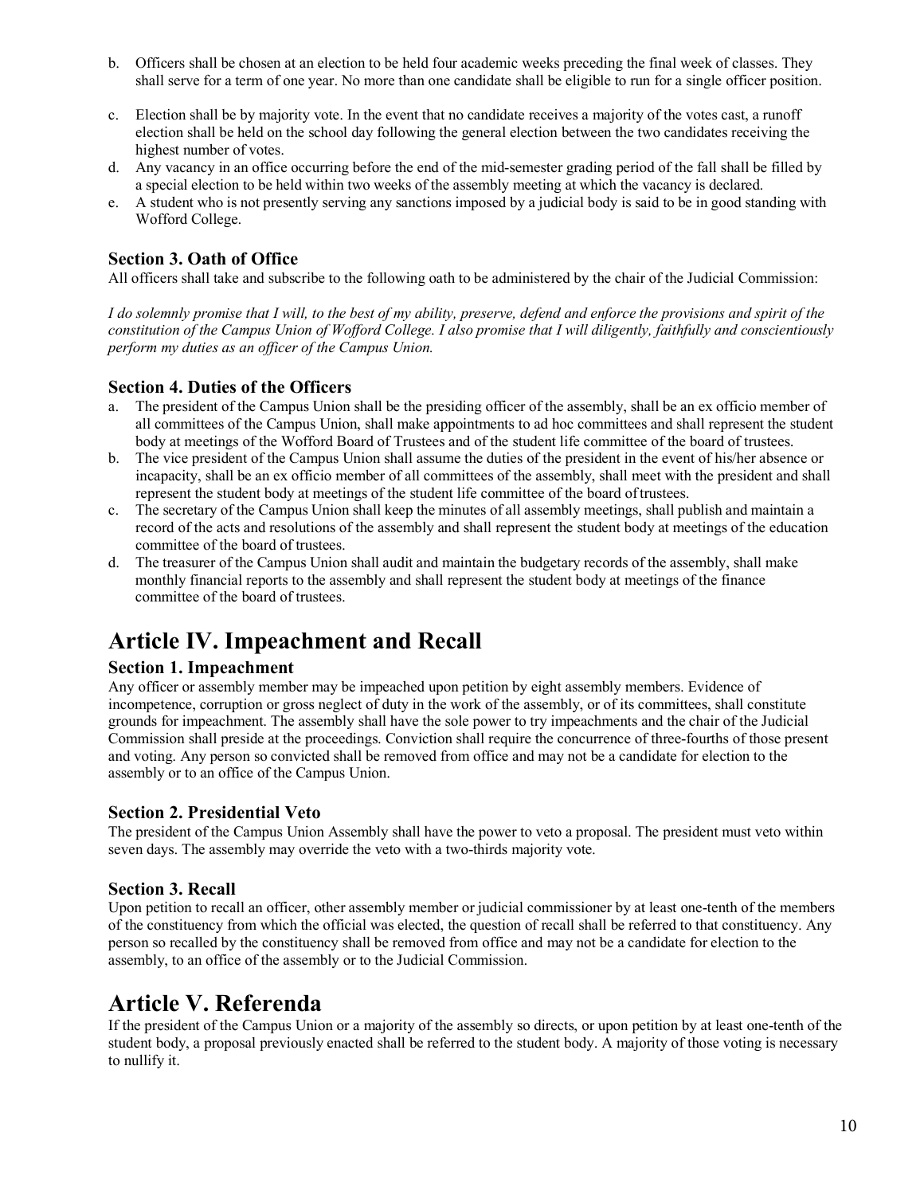b. Officers shall be chosen at an election to be held four academic weeks preceding the final week of classes. They shall serve for a term of one year. No more than one candidate shall be eligible to run for a single officer position.

c. Election shall be by majority vote. In the event that no candidate receives a majority of the votes cast, a runoff election shall be held on the school day following the general election between the two candidates receiving the highest number of votes.

d. Any vacancy in an office occurring before the end of the mid-semester grading period of the fall shall be filled by a special election to be held within two weeks of the assembly meeting at which the vacancy is declared.

e. A student who is not presently serving any sanctions imposed by a judicial body is said to be in good standing with Wofford College.

### Section 3. Oath of Office

All officers shall take and subscribe to the following oath to be administered by the chair of the Judicial Commission:

*I do solemnly promise that I will, to the best of my ability, preserve, defend and enforce the provisions and spirit of the constitution of the Campus Union of Wofford College. I also promise that I will diligently, faithfully and conscientiously perform my duties as an officer of the Campus Union.*

### Section 4. Duties of the Officers

a. The president of the Campus Union shall be the presiding officer of the assembly, shall be an ex officio member of all committees of the Campus Union, shall make appointments to ad hoc committees and shall represent the student body at meetings of the Wofford Board of Trustees and of the student life committee of the board of trustees.

b. The vice president of the Campus Union shall assume the duties of the president in the event of his/her absence or incapacity, shall be an ex officio member of all committees of the assembly, shall meet with the president and shall represent the student body at meetings of the student life committee of the board of trustees.

c. The secretary of the Campus Union shall keep the minutes of all assembly meetings, shall publish and maintain a record of the acts and resolutions of the assembly and shall represent the student body at meetings of the education committee of the board of trustees.

d. The treasurer of the Campus Union shall audit and maintain the budgetary records of the assembly, shall make monthly financial reports to the assembly and shall represent the student body at meetings of the finance committee of the board of trustees.

## Article IV. Impeachment and Recall

### Section 1. Impeachment

Any officer or assembly member may be impeached upon petition by eight assembly members. Evidence of incompetence, corruption or gross neglect of duty in the work of the assembly, or of its committees, shall constitute grounds for impeachment. The assembly shall have the sole power to try impeachments and the chair of the Judicial Commission shall preside at the proceedings. Conviction shall require the concurrence of three-fourths of those present and voting. Any person so convicted shall be removed from office and may not be a candidate for election to the assembly or to an office of the Campus Union.

### Section 2. Presidential Veto

The president of the Campus Union Assembly shall have the power to veto a proposal. The president must veto within seven days. The assembly may override the veto with a two-thirds majority vote.

### Section 3. Recall

Upon petition to recall an officer, other assembly member or judicial commissioner by at least one-tenth of the members of the constituency from which the official was elected, the question of recall shall be referred to that constituency. Any person so recalled by the constituency shall be removed from office and may not be a candidate for election to the assembly, to an office of the assembly or to the Judicial Commission.

## Article V. Referenda

If the president of the Campus Union or a majority of the assembly so directs, or upon petition by at least one-tenth of the student body, a proposal previously enacted shall be referred to the student body. A majority of those voting is necessary to nullify it.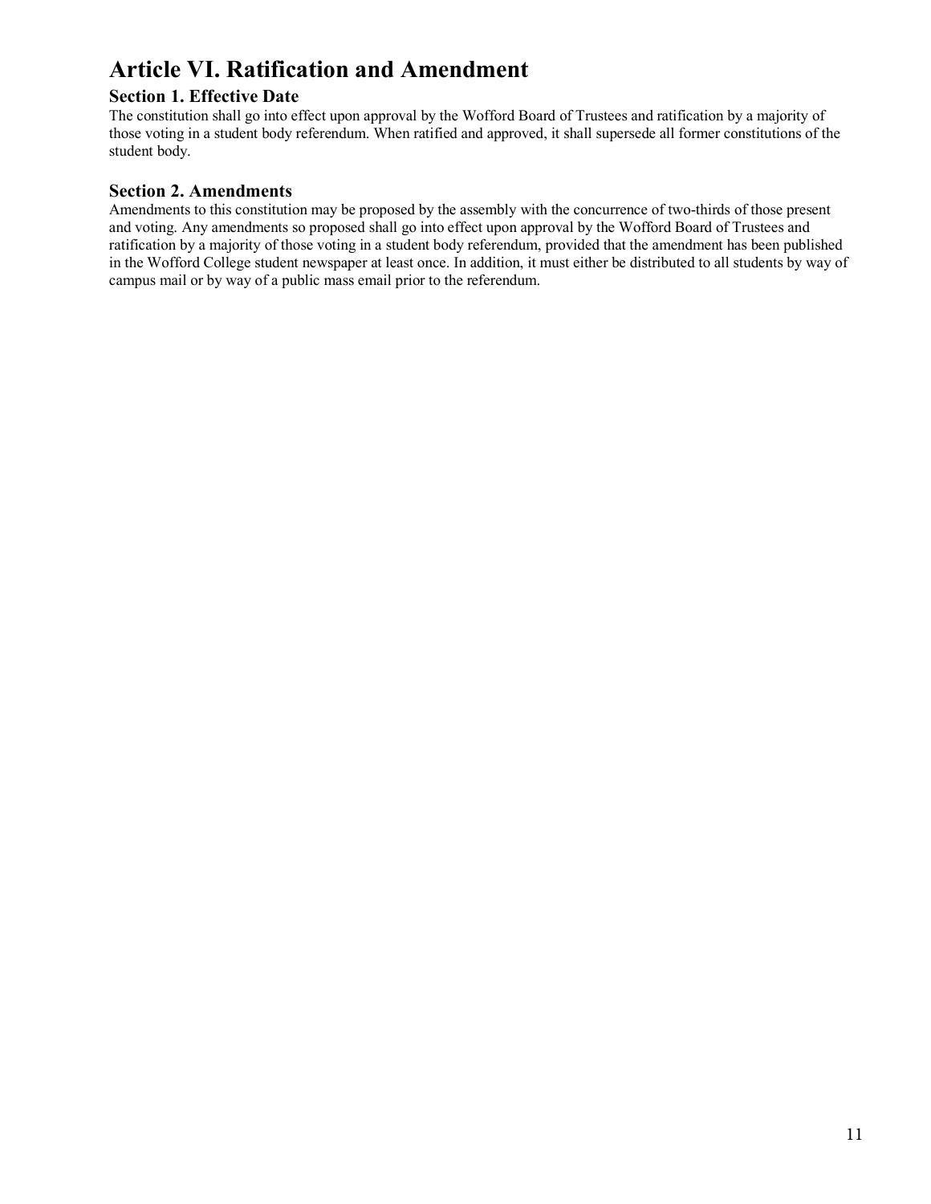# Article VI. Ratification and Amendment

## Section 1. Effective Date

The constitution shall go into effect upon approval by the Wofford Board of Trustees and ratification by a majority of those voting in a student body referendum. When ratified and approved, it shall supersede all former constitutions of the student body.

## Section 2. Amendments

Amendments to this constitution may be proposed by the assembly with the concurrence of two-thirds of those present and voting. Any amendments so proposed shall go into effect upon approval by the Wofford Board of Trustees and ratification by a majority of those voting in a student body referendum, provided that the amendment has been published in the Wofford College student newspaper at least once. In addition, it must either be distributed to all students by way of campus mail or by way of a public mass email prior to the referendum.